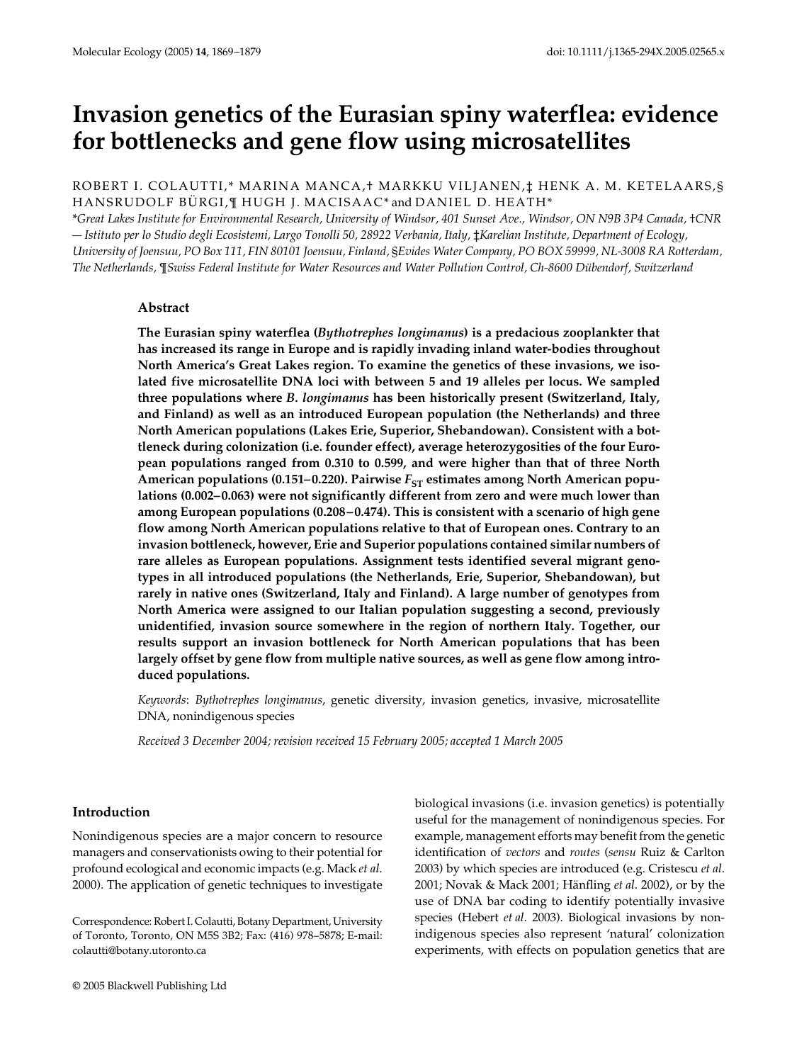# Invasion genetics of the Eurasian spiny waterflea: evidence for bottlenecks and gene flow using microsatellites

ROBERT I. COLAUTTI,* MARINA MANCA,† MARKKU VILJANEN,‡ HENK A. M. KETELAARS,§ HANSRUDOLF BÜRGI,¶ HUGH J. MACISAAC* and DANIEL D. HEATH*

*Great Lakes Institute for Environmental Research, University of Windsor, 401 Sunset Ave., Windsor, ON N9B 3P4 Canada, †CNR — Istituto per lo Studio degli Ecosistemi, Largo Tonolli 50, 28922 Verbania, Italy, ‡Karelian Institute, Department of Ecology, University of Joensuu, PO Box 111, FIN 80101 Joensuu, Finland, §Evides Water Company, PO BOX 59999, NL-3008 RA Rotterdam, The Netherlands, ¶Swiss Federal Institute for Water Resources and Water Pollution Control, Ch-8600 Dübendorf, Switzerland*

## Abstract

**The Eurasian spiny waterflea (*Bythotrephes longimanus*) is a predacious zooplankter that has increased its range in Europe and is rapidly invading inland water-bodies throughout North America's Great Lakes region. To examine the genetics of these invasions, we isolated five microsatellite DNA loci with between 5 and 19 alleles per locus. We sampled three populations where *B. longimanus* has been historically present (Switzerland, Italy, and Finland) as well as an introduced European population (the Netherlands) and three North American populations (Lakes Erie, Superior, Shebandowan). Consistent with a bottleneck during colonization (i.e. founder effect), average heterozygosities of the four European populations ranged from 0.310 to 0.599, and were higher than that of three North American populations (0.151–0.220). Pairwise $F_{ST}$ estimates among North American populations (0.002–0.063) were not significantly different from zero and were much lower than among European populations (0.208–0.474). This is consistent with a scenario of high gene flow among North American populations relative to that of European ones. Contrary to an invasion bottleneck, however, Erie and Superior populations contained similar numbers of rare alleles as European populations. Assignment tests identified several migrant genotypes in all introduced populations (the Netherlands, Erie, Superior, Shebandowan), but rarely in native ones (Switzerland, Italy and Finland). A large number of genotypes from North America were assigned to our Italian population suggesting a second, previously unidentified, invasion source somewhere in the region of northern Italy. Together, our results support an invasion bottleneck for North American populations that has been largely offset by gene flow from multiple native sources, as well as gene flow among introduced populations.**

*Keywords*: *Bythotrephes longimanus*, genetic diversity, invasion genetics, invasive, microsatellite DNA, nonindigenous species

*Received 3 December 2004; revision received 15 February 2005; accepted 1 March 2005*

## Introduction

Nonindigenous species are a major concern to resource managers and conservationists owing to their potential for profound ecological and economic impacts (e.g. Mack *et al*. 2000). The application of genetic techniques to investigate biological invasions (i.e. invasion genetics) is potentially useful for the management of nonindigenous species. For example, management efforts may benefit from the genetic identification of *vectors* and *routes* (*sensu* Ruiz & Carlton 2003) by which species are introduced (e.g. Cristescu *et al*. 2001; Novak & Mack 2001; Hänfling *et al*. 2002), or by the use of DNA bar coding to identify potentially invasive species (Hebert *et al*. 2003). Biological invasions by nonindigenous species also represent 'natural' colonization experiments, with effects on population genetics that are

Correspondence: Robert I. Colautti, Botany Department, University of Toronto, Toronto, ON M5S 3B2; Fax: (416) 978–5878; E-mail: colautti@botany.utoronto.ca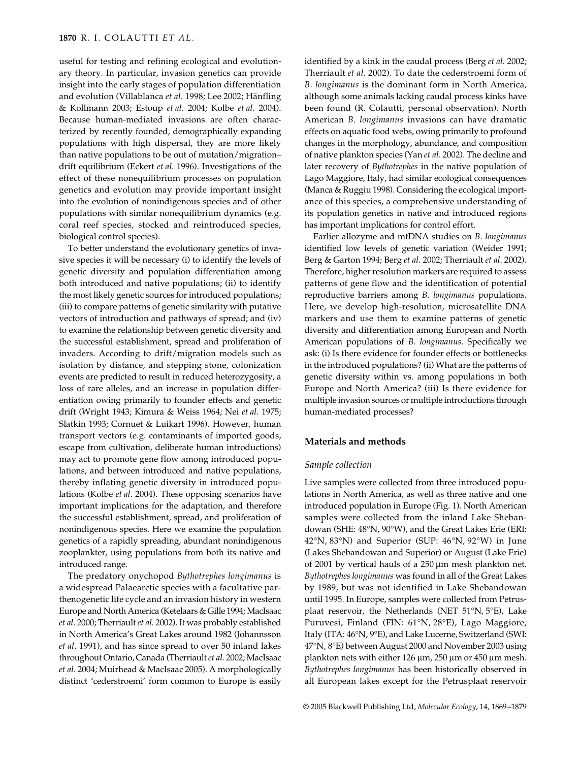useful for testing and refining ecological and evolutionary theory. In particular, invasion genetics can provide insight into the early stages of population differentiation and evolution (Villablanca *et al*. 1998; Lee 2002; Hänfling & Kollmann 2003; Estoup *et al*. 2004; Kolbe *et al*. 2004). Because human-mediated invasions are often characterized by recently founded, demographically expanding populations with high dispersal, they are more likely than native populations to be out of mutation/migration–drift equilibrium (Eckert *et al*. 1996). Investigations of the effect of these nonequilibrium processes on population genetics and evolution may provide important insight into the evolution of nonindigenous species and of other populations with similar nonequilibrium dynamics (e.g. coral reef species, stocked and reintroduced species, biological control species).

To better understand the evolutionary genetics of invasive species it will be necessary (i) to identify the levels of genetic diversity and population differentiation among both introduced and native populations; (ii) to identify the most likely genetic sources for introduced populations; (iii) to compare patterns of genetic similarity with putative vectors of introduction and pathways of spread; and (iv) to examine the relationship between genetic diversity and the successful establishment, spread and proliferation of invaders. According to drift/migration models such as isolation by distance, and stepping stone, colonization events are predicted to result in reduced heterozygosity, a loss of rare alleles, and an increase in population differentiation owing primarily to founder effects and genetic drift (Wright 1943; Kimura & Weiss 1964; Nei *et al*. 1975; Slatkin 1993; Cornuet & Luikart 1996). However, human transport vectors (e.g. contaminants of imported goods, escape from cultivation, deliberate human introductions) may act to promote gene flow among introduced populations, and between introduced and native populations, thereby inflating genetic diversity in introduced populations (Kolbe *et al*. 2004). These opposing scenarios have important implications for the adaptation, and therefore the successful establishment, spread, and proliferation of nonindigenous species. Here we examine the population genetics of a rapidly spreading, abundant nonindigenous zooplankter, using populations from both its native and introduced range.

The predatory onychopod *Bythotrephes longimanus* is a widespread Palaearctic species with a facultative parthenogenetic life cycle and an invasion history in western Europe and North America (Ketelaars & Gille 1994; MacIsaac *et al*. 2000; Therriault *et al*. 2002). It was probably established in North America's Great Lakes around 1982 (Johannsson *et al*. 1991), and has since spread to over 50 inland lakes throughout Ontario, Canada (Therriault *et al*. 2002; MacIsaac *et al*. 2004; Muirhead & MacIsaac 2005). A morphologically distinct 'cederstroemi' form common to Europe is easily identified by a kink in the caudal process (Berg *et al*. 2002; Therriault *et al*. 2002). To date the cederstroemi form of *B. longimanus* is the dominant form in North America, although some animals lacking caudal process kinks have been found (R. Colautti, personal observation). North American *B. longimanus* invasions can have dramatic effects on aquatic food webs, owing primarily to profound changes in the morphology, abundance, and composition of native plankton species (Yan *et al*. 2002). The decline and later recovery of *Bythotrephes* in the native population of Lago Maggiore, Italy, had similar ecological consequences (Manca & Ruggiu 1998). Considering the ecological importance of this species, a comprehensive understanding of its population genetics in native and introduced regions has important implications for control effort.

Earlier allozyme and mtDNA studies on *B. longimanus* identified low levels of genetic variation (Weider 1991; Berg & Garton 1994; Berg *et al*. 2002; Therriault *et al*. 2002). Therefore, higher resolution markers are required to assess patterns of gene flow and the identification of potential reproductive barriers among *B. longimanus* populations. Here, we develop high-resolution, microsatellite DNA markers and use them to examine patterns of genetic diversity and differentiation among European and North American populations of *B. longimanus*. Specifically we ask: (i) Is there evidence for founder effects or bottlenecks in the introduced populations? (ii) What are the patterns of genetic diversity within vs. among populations in both Europe and North America? (iii) Is there evidence for multiple invasion sources or multiple introductions through human-mediated processes?

## Materials and methods

### Sample collection

Live samples were collected from three introduced populations in North America, as well as three native and one introduced population in Europe (Fig. 1). North American samples were collected from the inland Lake Shebandowan (SHE: 48°N, 90°W), and the Great Lakes Erie (ERI: 42°N, 83°N) and Superior (SUP: 46°N, 92°W) in June (Lakes Shebandowan and Superior) or August (Lake Erie) of 2001 by vertical hauls of a 250 μm mesh plankton net. *Bythotrephes longimanus* was found in all of the Great Lakes by 1989, but was not identified in Lake Shebandowan until 1995. In Europe, samples were collected from Petrusplaat reservoir, the Netherlands (NET 51°N, 5°E), Lake Puruvesi, Finland (FIN: 61°N, 28°E), Lago Maggiore, Italy (ITA: 46°N, 9°E), and Lake Lucerne, Switzerland (SWI: 47°N, 8°E) between August 2000 and November 2003 using plankton nets with either 126 μm, 250 μm or 450 μm mesh. *Bythotrephes longimanus* has been historically observed in all European lakes except for the Petrusplaat reservoir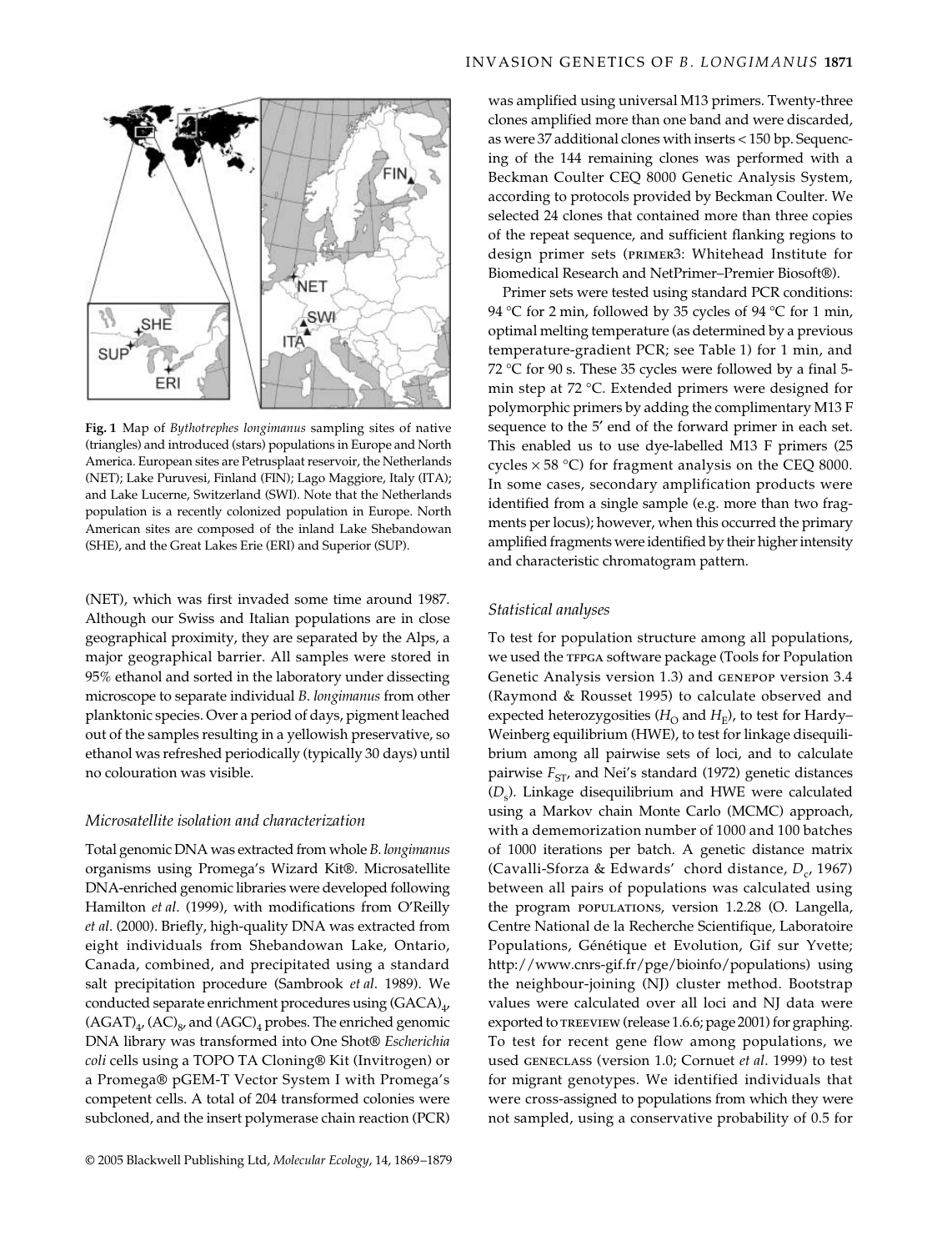**Fig. 1** Map of *Bythotrephes longimanus* sampling sites of native (triangles) and introduced (stars) populations in Europe and North America. European sites are Petrusplaat reservoir, the Netherlands (NET); Lake Puruvesi, Finland (FIN); Lago Maggiore, Italy (ITA); and Lake Lucerne, Switzerland (SWI). Note that the Netherlands population is a recently colonized population in Europe. North American sites are composed of the inland Lake Shebandowan (SHE), and the Great Lakes Erie (ERI) and Superior (SUP).

(NET), which was first invaded some time around 1987. Although our Swiss and Italian populations are in close geographical proximity, they are separated by the Alps, a major geographical barrier. All samples were stored in 95% ethanol and sorted in the laboratory under dissecting microscope to separate individual *B. longimanus* from other planktonic species. Over a period of days, pigment leached out of the samples resulting in a yellowish preservative, so ethanol was refreshed periodically (typically 30 days) until no colouration was visible.

### *Microsatellite isolation and characterization*

Total genomic DNA was extracted from whole *B. longimanus* organisms using Promega's Wizard Kit®. Microsatellite DNA-enriched genomic libraries were developed following Hamilton *et al*. (1999), with modifications from O'Reilly *et al*. (2000). Briefly, high-quality DNA was extracted from eight individuals from Shebandowan Lake, Ontario, Canada, combined, and precipitated using a standard salt precipitation procedure (Sambrook *et al*. 1989). We conducted separate enrichment procedures using $(GACA)_4$, $(AGAT)_4$, $(AC)_8$, and $(AGC)_4$ probes. The enriched genomic DNA library was transformed into One Shot® *Escherichia coli* cells using a TOPO TA Cloning® Kit (Invitrogen) or a Promega® pGEM-T Vector System I with Promega's competent cells. A total of 204 transformed colonies were subcloned, and the insert polymerase chain reaction (PCR) was amplified using universal M13 primers. Twenty-three clones amplified more than one band and were discarded, as were 37 additional clones with inserts < 150 bp. Sequencing of the 144 remaining clones was performed with a Beckman Coulter CEQ 8000 Genetic Analysis System, according to protocols provided by Beckman Coulter. We selected 24 clones that contained more than three copies of the repeat sequence, and sufficient flanking regions to design primer sets (PRIMER3: Whitehead Institute for Biomedical Research and NetPrimer–Premier Biosoft®).

Primer sets were tested using standard PCR conditions: 94 °C for 2 min, followed by 35 cycles of 94 °C for 1 min, optimal melting temperature (as determined by a previous temperature-gradient PCR; see Table 1) for 1 min, and 72 °C for 90 s. These 35 cycles were followed by a final 5-min step at 72 °C. Extended primers were designed for polymorphic primers by adding the complimentary M13 F sequence to the 5′ end of the forward primer in each set. This enabled us to use dye-labelled M13 F primers (25 cycles × 58 °C) for fragment analysis on the CEQ 8000. In some cases, secondary amplification products were identified from a single sample (e.g. more than two fragments per locus); however, when this occurred the primary amplified fragments were identified by their higher intensity and characteristic chromatogram pattern.

### *Statistical analyses*

To test for population structure among all populations, we used the TFPGA software package (Tools for Population Genetic Analysis version 1.3) and GENEPOP version 3.4 (Raymond & Rousset 1995) to calculate observed and expected heterozygosities ($H_O$ and $H_E$), to test for Hardy–Weinberg equilibrium (HWE), to test for linkage disequilibrium among all pairwise sets of loci, and to calculate pairwise $F_{ST}$, and Nei's standard (1972) genetic distances ($D_s$). Linkage disequilibrium and HWE were calculated using a Markov chain Monte Carlo (MCMC) approach, with a dememorization number of 1000 and 100 batches of 1000 iterations per batch. A genetic distance matrix (Cavalli-Sforza & Edwards' chord distance, $D_c$, 1967) between all pairs of populations was calculated using the program POPULATIONS, version 1.2.28 (O. Langella, Centre National de la Recherche Scientifique, Laboratoire Populations, Génétique et Evolution, Gif sur Yvette; http://www.cnrs-gif.fr/pge/bioinfo/populations) using the neighbour-joining (NJ) cluster method. Bootstrap values were calculated over all loci and NJ data were exported to TREEVIEW (release 1.6.6; page 2001) for graphing. To test for recent gene flow among populations, we used GENECLASS (version 1.0; Cornuet *et al*. 1999) to test for migrant genotypes. We identified individuals that were cross-assigned to populations from which they were not sampled, using a conservative probability of 0.5 for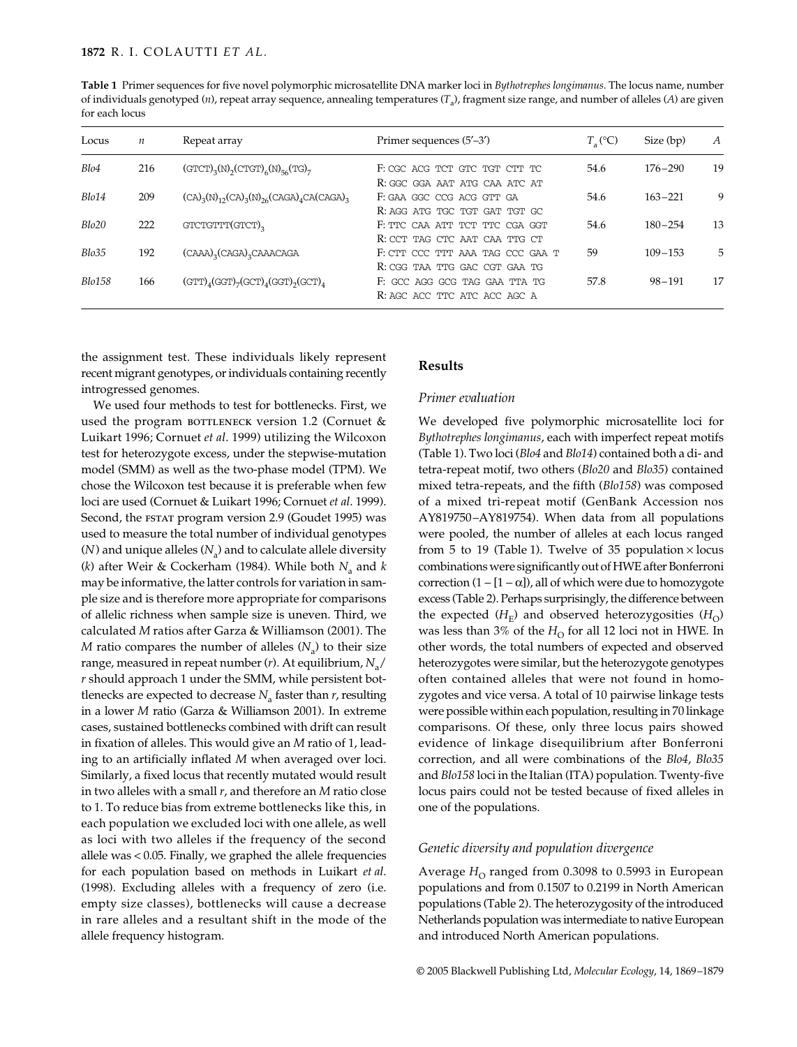**Table 1** Primer sequences for five novel polymorphic microsatellite DNA marker loci in *Bythotrephes longimanus*. The locus name, number of individuals genotyped ($n$), repeat array sequence, annealing temperatures ($T_a$), fragment size range, and number of alleles ($A$) are given for each locus

| Locus | $n$ | Repeat array | Primer sequences (5′–3′) | $T_a$ (°C) | Size (bp) | $A$ |
|---|---|---|---|---|---|---|
| *Blo4* | 216 | $(GTCT)_3(N)_2(CTGT)_6(N)_{56}(TG)_7$ | F: CGC ACG TCT GTC TGT CTT TC<br>R: GGC GGA AAT ATG CAA ATC AT | 54.6 | 176–290 | 19 |
| *Blo14* | 209 | $(CA)_3(N)_{12}(CA)_3(N)_{26}(CAGA)_4CA(CAGA)_3$ | F: GAA GGC CCG ACG GTT GA<br>R: AGG ATG TGC TGT GAT TGT GC | 54.6 | 163–221 | 9 |
| *Blo20* | 222 | $GTCTGTTT(GTCT)_3$ | F: TTC CAA ATT TCT TTC CGA GGT<br>R: CCT TAG CTC AAT CAA TTG CT | 54.6 | 180–254 | 13 |
| *Blo35* | 192 | $(CAAA)_3(CAGA)_3CAAACAGA$ | F: CTT CCC TTT AAA TAG CCC GAA T<br>R: CGG TAA TTG GAC CGT GAA TG | 59 | 109–153 | 5 |
| *Blo158* | 166 | $(GTT)_4(GGT)_7(GCT)_4(GGT)_2(GCT)_4$ | F: GCC AGG GCG TAG GAA TTA TG<br>R: AGC ACC TTC ATC ACC AGC A | 57.8 | 98–191 | 17 |

the assignment test. These individuals likely represent recent migrant genotypes, or individuals containing recently introgressed genomes.

We used four methods to test for bottlenecks. First, we used the program BOTTLENECK version 1.2 (Cornuet & Luikart 1996; Cornuet *et al*. 1999) utilizing the Wilcoxon test for heterozygote excess, under the stepwise-mutation model (SMM) as well as the two-phase model (TPM). We chose the Wilcoxon test because it is preferable when few loci are used (Cornuet & Luikart 1996; Cornuet *et al*. 1999). Second, the FSTAT program version 2.9 (Goudet 1995) was used to measure the total number of individual genotypes ($N$) and unique alleles ($N_a$) and to calculate allele diversity ($k$) after Weir & Cockerham (1984). While both $N_a$ and $k$ may be informative, the latter controls for variation in sample size and is therefore more appropriate for comparisons of allelic richness when sample size is uneven. Third, we calculated $M$ ratios after Garza & Williamson (2001). The $M$ ratio compares the number of alleles ($N_a$) to their size range, measured in repeat number ($r$). At equilibrium, $N_a/r$ should approach 1 under the SMM, while persistent bottlenecks are expected to decrease $N_a$ faster than $r$, resulting in a lower $M$ ratio (Garza & Williamson 2001). In extreme cases, sustained bottlenecks combined with drift can result in fixation of alleles. This would give an $M$ ratio of 1, leading to an artificially inflated $M$ when averaged over loci. Similarly, a fixed locus that recently mutated would result in two alleles with a small $r$, and therefore an $M$ ratio close to 1. To reduce bias from extreme bottlenecks like this, in each population we excluded loci with one allele, as well as loci with two alleles if the frequency of the second allele was < 0.05. Finally, we graphed the allele frequencies for each population based on methods in Luikart *et al*. (1998). Excluding alleles with a frequency of zero (i.e. empty size classes), bottlenecks will cause a decrease in rare alleles and a resultant shift in the mode of the allele frequency histogram.

## Results

### Primer evaluation

We developed five polymorphic microsatellite loci for *Bythotrephes longimanus*, each with imperfect repeat motifs (Table 1). Two loci (*Blo4* and *Blo14*) contained both a di- and tetra-repeat motif, two others (*Blo20* and *Blo35*) contained mixed tetra-repeats, and the fifth (*Blo158*) was composed of a mixed tri-repeat motif (GenBank Accession nos AY819750–AY819754). When data from all populations were pooled, the number of alleles at each locus ranged from 5 to 19 (Table 1). Twelve of 35 population × locus combinations were significantly out of HWE after Bonferroni correction ($1 - [1 - \alpha]$), all of which were due to homozygote excess (Table 2). Perhaps surprisingly, the difference between the expected ($H_E$) and observed heterozygosities ($H_O$) was less than 3% of the $H_O$ for all 12 loci not in HWE. In other words, the total numbers of expected and observed heterozygotes were similar, but the heterozygote genotypes often contained alleles that were not found in homozygotes and vice versa. A total of 10 pairwise linkage tests were possible within each population, resulting in 70 linkage comparisons. Of these, only three locus pairs showed evidence of linkage disequilibrium after Bonferroni correction, and all were combinations of the *Blo4*, *Blo35* and *Blo158* loci in the Italian (ITA) population. Twenty-five locus pairs could not be tested because of fixed alleles in one of the populations.

### Genetic diversity and population divergence

Average $H_O$ ranged from 0.3098 to 0.5993 in European populations and from 0.1507 to 0.2199 in North American populations (Table 2). The heterozygosity of the introduced Netherlands population was intermediate to native European and introduced North American populations.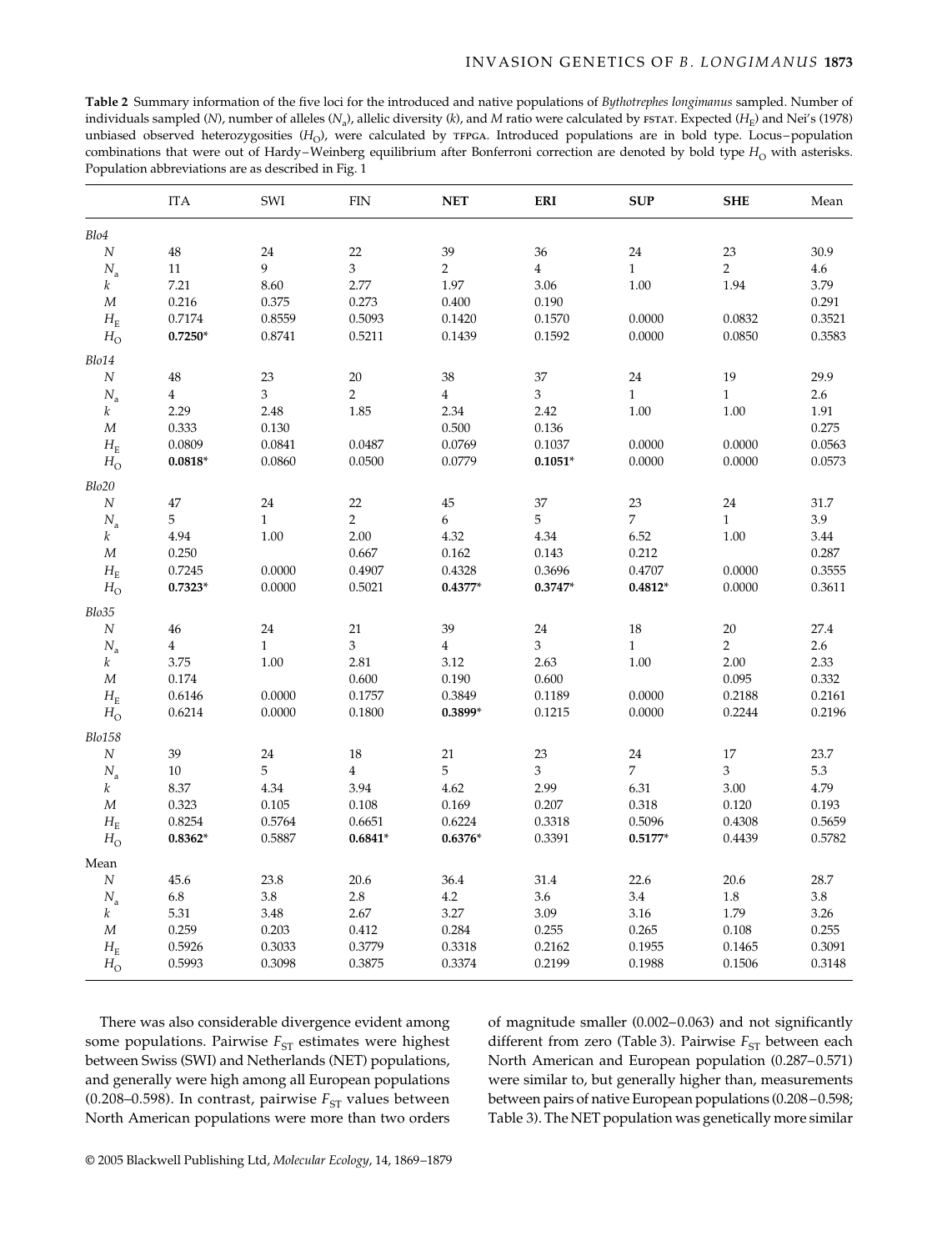**Table 2** Summary information of the five loci for the introduced and native populations of *Bythotrephes longimanus* sampled. Number of individuals sampled ($N$), number of alleles ($N_a$), allelic diversity ($k$), and $M$ ratio were calculated by FSTAT. Expected ($H_E$) and Nei's (1978) unbiased observed heterozygosities ($H_O$), were calculated by TFPGA. Introduced populations are in bold type. Locus–population combinations that were out of Hardy–Weinberg equilibrium after Bonferroni correction are denoted by bold type $H_O$ with asterisks. Population abbreviations are as described in Fig. 1

| | ITA | SWI | FIN | **NET** | **ERI** | **SUP** | **SHE** | Mean |
|---|---|---|---|---|---|---|---|---|
| *Blo4* | | | | | | | | |
| $N$ | 48 | 24 | 22 | 39 | 36 | 24 | 23 | 30.9 |
| $N_a$ | 11 | 9 | 3 | 2 | 4 | 1 | 2 | 4.6 |
| $k$ | 7.21 | 8.60 | 2.77 | 1.97 | 3.06 | 1.00 | 1.94 | 3.79 |
| $M$ | 0.216 | 0.375 | 0.273 | 0.400 | 0.190 | | | 0.291 |
| $H_E$ | 0.7174 | 0.8559 | 0.5093 | 0.1420 | 0.1570 | 0.0000 | 0.0832 | 0.3521 |
| $H_O$ | **0.7250*** | 0.8741 | 0.5211 | 0.1439 | 0.1592 | 0.0000 | 0.0850 | 0.3583 |
| *Blo14* | | | | | | | | |
| $N$ | 48 | 23 | 20 | 38 | 37 | 24 | 19 | 29.9 |
| $N_a$ | 4 | 3 | 2 | 4 | 3 | 1 | 1 | 2.6 |
| $k$ | 2.29 | 2.48 | 1.85 | 2.34 | 2.42 | 1.00 | 1.00 | 1.91 |
| $M$ | 0.333 | 0.130 | | 0.500 | 0.136 | | | 0.275 |
| $H_E$ | 0.0809 | 0.0841 | 0.0487 | 0.0769 | 0.1037 | 0.0000 | 0.0000 | 0.0563 |
| $H_O$ | **0.0818*** | 0.0860 | 0.0500 | 0.0779 | **0.1051*** | 0.0000 | 0.0000 | 0.0573 |
| *Blo20* | | | | | | | | |
| $N$ | 47 | 24 | 22 | 45 | 37 | 23 | 24 | 31.7 |
| $N_a$ | 5 | 1 | 2 | 6 | 5 | 7 | 1 | 3.9 |
| $k$ | 4.94 | 1.00 | 2.00 | 4.32 | 4.34 | 6.52 | 1.00 | 3.44 |
| $M$ | 0.250 | | 0.667 | 0.162 | 0.143 | 0.212 | | 0.287 |
| $H_E$ | 0.7245 | 0.0000 | 0.4907 | 0.4328 | 0.3696 | 0.4707 | 0.0000 | 0.3555 |
| $H_O$ | **0.7323*** | 0.0000 | 0.5021 | **0.4377*** | **0.3747*** | **0.4812*** | 0.0000 | 0.3611 |
| *Blo35* | | | | | | | | |
| $N$ | 46 | 24 | 21 | 39 | 24 | 18 | 20 | 27.4 |
| $N_a$ | 4 | 1 | 3 | 4 | 3 | 1 | 2 | 2.6 |
| $k$ | 3.75 | 1.00 | 2.81 | 3.12 | 2.63 | 1.00 | 2.00 | 2.33 |
| $M$ | 0.174 | | 0.600 | 0.190 | 0.600 | | 0.095 | 0.332 |
| $H_E$ | 0.6146 | 0.0000 | 0.1757 | 0.3849 | 0.1189 | 0.0000 | 0.2188 | 0.2161 |
| $H_O$ | 0.6214 | 0.0000 | 0.1800 | **0.3899*** | 0.1215 | 0.0000 | 0.2244 | 0.2196 |
| *Blo158* | | | | | | | | |
| $N$ | 39 | 24 | 18 | 21 | 23 | 24 | 17 | 23.7 |
| $N_a$ | 10 | 5 | 4 | 5 | 3 | 7 | 3 | 5.3 |
| $k$ | 8.37 | 4.34 | 3.94 | 4.62 | 2.99 | 6.31 | 3.00 | 4.79 |
| $M$ | 0.323 | 0.105 | 0.108 | 0.169 | 0.207 | 0.318 | 0.120 | 0.193 |
| $H_E$ | 0.8254 | 0.5764 | 0.6651 | 0.6224 | 0.3318 | 0.5096 | 0.4308 | 0.5659 |
| $H_O$ | **0.8362*** | 0.5887 | **0.6841*** | **0.6376*** | 0.3391 | **0.5177*** | 0.4439 | 0.5782 |
| Mean | | | | | | | | |
| $N$ | 45.6 | 23.8 | 20.6 | 36.4 | 31.4 | 22.6 | 20.6 | 28.7 |
| $N_a$ | 6.8 | 3.8 | 2.8 | 4.2 | 3.6 | 3.4 | 1.8 | 3.8 |
| $k$ | 5.31 | 3.48 | 2.67 | 3.27 | 3.09 | 3.16 | 1.79 | 3.26 |
| $M$ | 0.259 | 0.203 | 0.412 | 0.284 | 0.255 | 0.265 | 0.108 | 0.255 |
| $H_E$ | 0.5926 | 0.3033 | 0.3779 | 0.3318 | 0.2162 | 0.1955 | 0.1465 | 0.3091 |
| $H_O$ | 0.5993 | 0.3098 | 0.3875 | 0.3374 | 0.2199 | 0.1988 | 0.1506 | 0.3148 |

There was also considerable divergence evident among some populations. Pairwise $F_{ST}$ estimates were highest between Swiss (SWI) and Netherlands (NET) populations, and generally were high among all European populations (0.208–0.598). In contrast, pairwise $F_{ST}$ values between North American populations were more than two orders of magnitude smaller (0.002–0.063) and not significantly different from zero (Table 3). Pairwise $F_{ST}$ between each North American and European population (0.287–0.571) were similar to, but generally higher than, measurements between pairs of native European populations (0.208–0.598; Table 3). The NET population was genetically more similar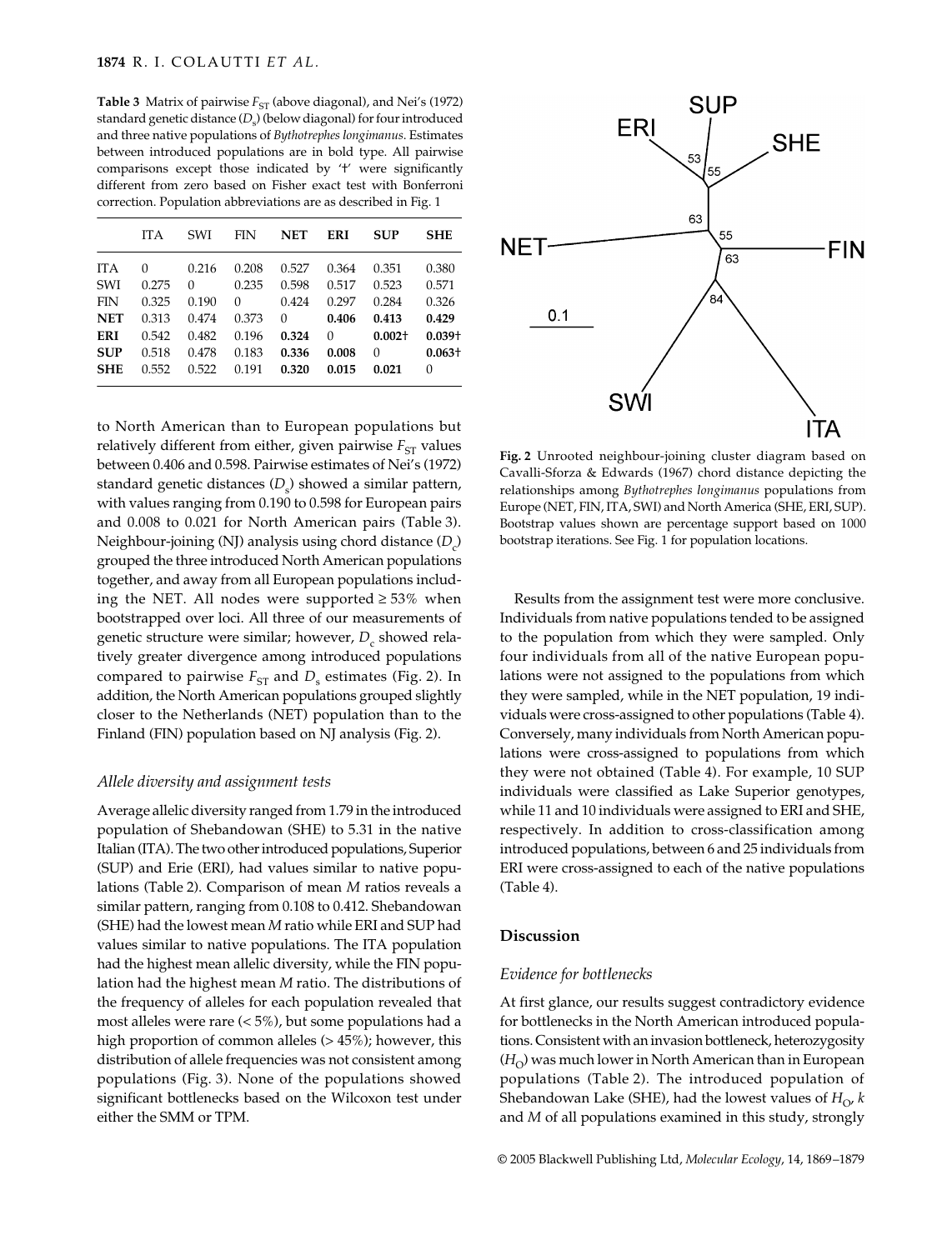**Table 3** Matrix of pairwise $F_{ST}$ (above diagonal), and Nei's (1972) standard genetic distance ($D_s$) (below diagonal) for four introduced and three native populations of *Bythotrephes longimanus*. Estimates between introduced populations are in bold type. All pairwise comparisons except those indicated by '†' were significantly different from zero based on Fisher exact test with Bonferroni correction. Population abbreviations are as described in Fig. 1

| | ITA | SWI | FIN | **NET** | **ERI** | **SUP** | **SHE** |
|---|---|---|---|---|---|---|---|
| ITA | 0 | 0.216 | 0.208 | 0.527 | 0.364 | 0.351 | 0.380 |
| SWI | 0.275 | 0 | 0.235 | 0.598 | 0.517 | 0.523 | 0.571 |
| FIN | 0.325 | 0.190 | 0 | 0.424 | 0.297 | 0.284 | 0.326 |
| **NET** | 0.313 | 0.474 | 0.373 | 0 | **0.406** | **0.413** | **0.429** |
| **ERI** | 0.542 | 0.482 | 0.196 | **0.324** | 0 | **0.002†** | **0.039†** |
| **SUP** | 0.518 | 0.478 | 0.183 | **0.336** | **0.008** | 0 | **0.063†** |
| **SHE** | 0.552 | 0.522 | 0.191 | **0.320** | **0.015** | **0.021** | 0 |

to North American than to European populations but relatively different from either, given pairwise $F_{ST}$ values between 0.406 and 0.598. Pairwise estimates of Nei's (1972) standard genetic distances ($D_s$) showed a similar pattern, with values ranging from 0.190 to 0.598 for European pairs and 0.008 to 0.021 for North American pairs (Table 3). Neighbour-joining (NJ) analysis using chord distance ($D_c$) grouped the three introduced North American populations together, and away from all European populations including the NET. All nodes were supported ≥ 53% when bootstrapped over loci. All three of our measurements of genetic structure were similar; however, $D_c$ showed relatively greater divergence among introduced populations compared to pairwise $F_{ST}$ and $D_s$ estimates (Fig. 2). In addition, the North American populations grouped slightly closer to the Netherlands (NET) population than to the Finland (FIN) population based on NJ analysis (Fig. 2).

### *Allele diversity and assignment tests*

Average allelic diversity ranged from 1.79 in the introduced population of Shebandowan (SHE) to 5.31 in the native Italian (ITA). The two other introduced populations, Superior (SUP) and Erie (ERI), had values similar to native populations (Table 2). Comparison of mean *M* ratios reveals a similar pattern, ranging from 0.108 to 0.412. Shebandowan (SHE) had the lowest mean *M* ratio while ERI and SUP had values similar to native populations. The ITA population had the highest mean allelic diversity, while the FIN population had the highest mean *M* ratio. The distributions of the frequency of alleles for each population revealed that most alleles were rare (< 5%), but some populations had a high proportion of common alleles (> 45%); however, this distribution of allele frequencies was not consistent among populations (Fig. 3). None of the populations showed significant bottlenecks based on the Wilcoxon test under either the SMM or TPM.

**Fig. 2** Unrooted neighbour-joining cluster diagram based on Cavalli-Sforza & Edwards (1967) chord distance depicting the relationships among *Bythotrephes longimanus* populations from Europe (NET, FIN, ITA, SWI) and North America (SHE, ERI, SUP). Bootstrap values shown are percentage support based on 1000 bootstrap iterations. See Fig. 1 for population locations.

Results from the assignment test were more conclusive. Individuals from native populations tended to be assigned to the population from which they were sampled. Only four individuals from all of the native European populations were not assigned to the populations from which they were sampled, while in the NET population, 19 individuals were cross-assigned to other populations (Table 4). Conversely, many individuals from North American populations were cross-assigned to populations from which they were not obtained (Table 4). For example, 10 SUP individuals were classified as Lake Superior genotypes, while 11 and 10 individuals were assigned to ERI and SHE, respectively. In addition to cross-classification among introduced populations, between 6 and 25 individuals from ERI were cross-assigned to each of the native populations (Table 4).

## Discussion

### *Evidence for bottlenecks*

At first glance, our results suggest contradictory evidence for bottlenecks in the North American introduced populations. Consistent with an invasion bottleneck, heterozygosity ($H_O$) was much lower in North American than in European populations (Table 2). The introduced population of Shebandowan Lake (SHE), had the lowest values of $H_O$, *k* and *M* of all populations examined in this study, strongly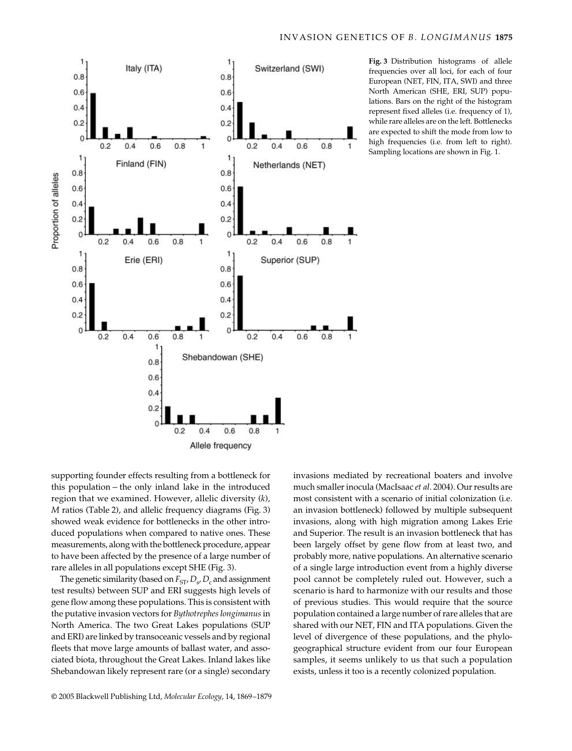**Fig. 3** Distribution histograms of allele frequencies over all loci, for each of four European (NET, FIN, ITA, SWI) and three North American (SHE, ERI, SUP) populations. Bars on the right of the histogram represent fixed alleles (i.e. frequency of 1), while rare alleles are on the left. Bottlenecks are expected to shift the mode from low to high frequencies (i.e. from left to right). Sampling locations are shown in Fig. 1.

supporting founder effects resulting from a bottleneck for this population – the only inland lake in the introduced region that we examined. However, allelic diversity ($k$), $M$ ratios (Table 2), and allelic frequency diagrams (Fig. 3) showed weak evidence for bottlenecks in the other introduced populations when compared to native ones. These measurements, along with the bottleneck procedure, appear to have been affected by the presence of a large number of rare alleles in all populations except SHE (Fig. 3).

The genetic similarity (based on $F_{ST}$, $D_s$, $D_c$ and assignment test results) between SUP and ERI suggests high levels of gene flow among these populations. This is consistent with the putative invasion vectors for *Bythotrephes longimanus* in North America. The two Great Lakes populations (SUP and ERI) are linked by transoceanic vessels and by regional fleets that move large amounts of ballast water, and associated biota, throughout the Great Lakes. Inland lakes like Shebandowan likely represent rare (or a single) secondary invasions mediated by recreational boaters and involve much smaller inocula (MacIsaac *et al*. 2004). Our results are most consistent with a scenario of initial colonization (i.e. an invasion bottleneck) followed by multiple subsequent invasions, along with high migration among Lakes Erie and Superior. The result is an invasion bottleneck that has been largely offset by gene flow from at least two, and probably more, native populations. An alternative scenario of a single large introduction event from a highly diverse pool cannot be completely ruled out. However, such a scenario is hard to harmonize with our results and those of previous studies. This would require that the source population contained a large number of rare alleles that are shared with our NET, FIN and ITA populations. Given the level of divergence of these populations, and the phylogeographical structure evident from our four European samples, it seems unlikely to us that such a population exists, unless it too is a recently colonized population.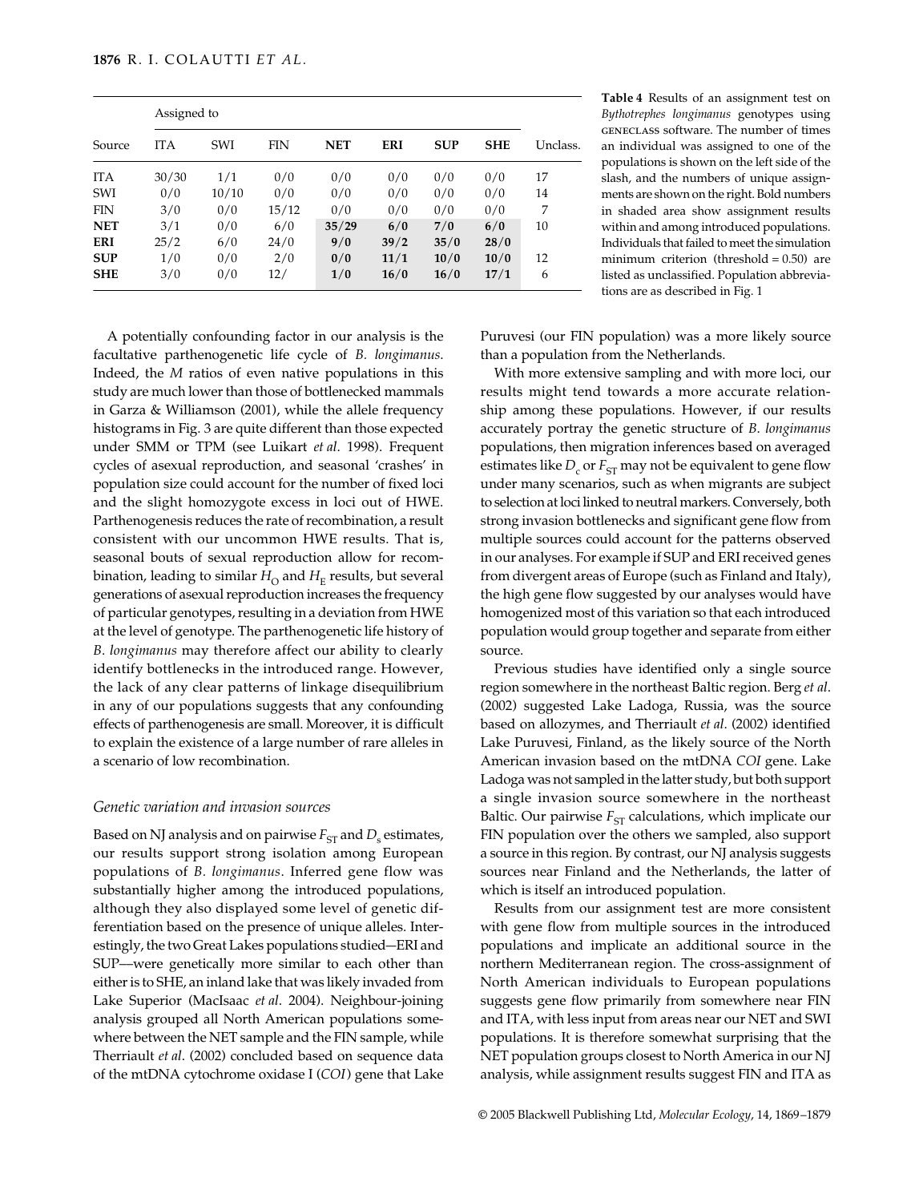| Source | Assigned to | | | | | | | Unclass. |
|---|---|---|---|---|---|---|---|---|
| | ITA | SWI | FIN | **NET** | **ERI** | **SUP** | **SHE** | |
| ITA | 30/30 | 1/1 | 0/0 | 0/0 | 0/0 | 0/0 | 0/0 | 17 |
| SWI | 0/0 | 10/10 | 0/0 | 0/0 | 0/0 | 0/0 | 0/0 | 14 |
| FIN | 3/0 | 0/0 | 15/12 | 0/0 | 0/0 | 0/0 | 0/0 | 7 |
| **NET** | 3/1 | 0/0 | 6/0 | **35/29** | **6/0** | **7/0** | **6/0** | 10 |
| **ERI** | 25/2 | 6/0 | 24/0 | **9/0** | **39/2** | **35/0** | **28/0** | |
| **SUP** | 1/0 | 0/0 | 2/0 | **0/0** | **11/1** | **10/0** | **10/0** | 12 |
| **SHE** | 3/0 | 0/0 | 12/ | **1/0** | **16/0** | **16/0** | **17/1** | 6 |

**Table 4** Results of an assignment test on *Bythotrephes longimanus* genotypes using GENECLASS software. The number of times an individual was assigned to one of the populations is shown on the left side of the slash, and the numbers of unique assignments are shown on the right. Bold numbers in shaded area show assignment results within and among introduced populations. Individuals that failed to meet the simulation minimum criterion (threshold = 0.50) are listed as unclassified. Population abbreviations are as described in Fig. 1

A potentially confounding factor in our analysis is the facultative parthenogenetic life cycle of *B. longimanus*. Indeed, the *M* ratios of even native populations in this study are much lower than those of bottlenecked mammals in Garza & Williamson (2001), while the allele frequency histograms in Fig. 3 are quite different than those expected under SMM or TPM (see Luikart *et al*. 1998). Frequent cycles of asexual reproduction, and seasonal 'crashes' in population size could account for the number of fixed loci and the slight homozygote excess in loci out of HWE. Parthenogenesis reduces the rate of recombination, a result consistent with our uncommon HWE results. That is, seasonal bouts of sexual reproduction allow for recombination, leading to similar $H_O$ and $H_E$ results, but several generations of asexual reproduction increases the frequency of particular genotypes, resulting in a deviation from HWE at the level of genotype. The parthenogenetic life history of *B. longimanus* may therefore affect our ability to clearly identify bottlenecks in the introduced range. However, the lack of any clear patterns of linkage disequilibrium in any of our populations suggests that any confounding effects of parthenogenesis are small. Moreover, it is difficult to explain the existence of a large number of rare alleles in a scenario of low recombination.

### *Genetic variation and invasion sources*

Based on NJ analysis and on pairwise $F_{ST}$ and $D_s$ estimates, our results support strong isolation among European populations of *B. longimanus*. Inferred gene flow was substantially higher among the introduced populations, although they also displayed some level of genetic differentiation based on the presence of unique alleles. Interestingly, the two Great Lakes populations studied—ERI and SUP—were genetically more similar to each other than either is to SHE, an inland lake that was likely invaded from Lake Superior (MacIsaac *et al*. 2004). Neighbour-joining analysis grouped all North American populations somewhere between the NET sample and the FIN sample, while Therriault *et al*. (2002) concluded based on sequence data of the mtDNA cytochrome oxidase I (*COI*) gene that Lake Puruvesi (our FIN population) was a more likely source than a population from the Netherlands.

With more extensive sampling and with more loci, our results might tend towards a more accurate relationship among these populations. However, if our results accurately portray the genetic structure of *B. longimanus* populations, then migration inferences based on averaged estimates like $D_c$ or $F_{ST}$ may not be equivalent to gene flow under many scenarios, such as when migrants are subject to selection at loci linked to neutral markers. Conversely, both strong invasion bottlenecks and significant gene flow from multiple sources could account for the patterns observed in our analyses. For example if SUP and ERI received genes from divergent areas of Europe (such as Finland and Italy), the high gene flow suggested by our analyses would have homogenized most of this variation so that each introduced population would group together and separate from either source.

Previous studies have identified only a single source region somewhere in the northeast Baltic region. Berg *et al*. (2002) suggested Lake Ladoga, Russia, was the source based on allozymes, and Therriault *et al*. (2002) identified Lake Puruvesi, Finland, as the likely source of the North American invasion based on the mtDNA *COI* gene. Lake Ladoga was not sampled in the latter study, but both support a single invasion source somewhere in the northeast Baltic. Our pairwise $F_{ST}$ calculations, which implicate our FIN population over the others we sampled, also support a source in this region. By contrast, our NJ analysis suggests sources near Finland and the Netherlands, the latter of which is itself an introduced population.

Results from our assignment test are more consistent with gene flow from multiple sources in the introduced populations and implicate an additional source in the northern Mediterranean region. The cross-assignment of North American individuals to European populations suggests gene flow primarily from somewhere near FIN and ITA, with less input from areas near our NET and SWI populations. It is therefore somewhat surprising that the NET population groups closest to North America in our NJ analysis, while assignment results suggest FIN and ITA as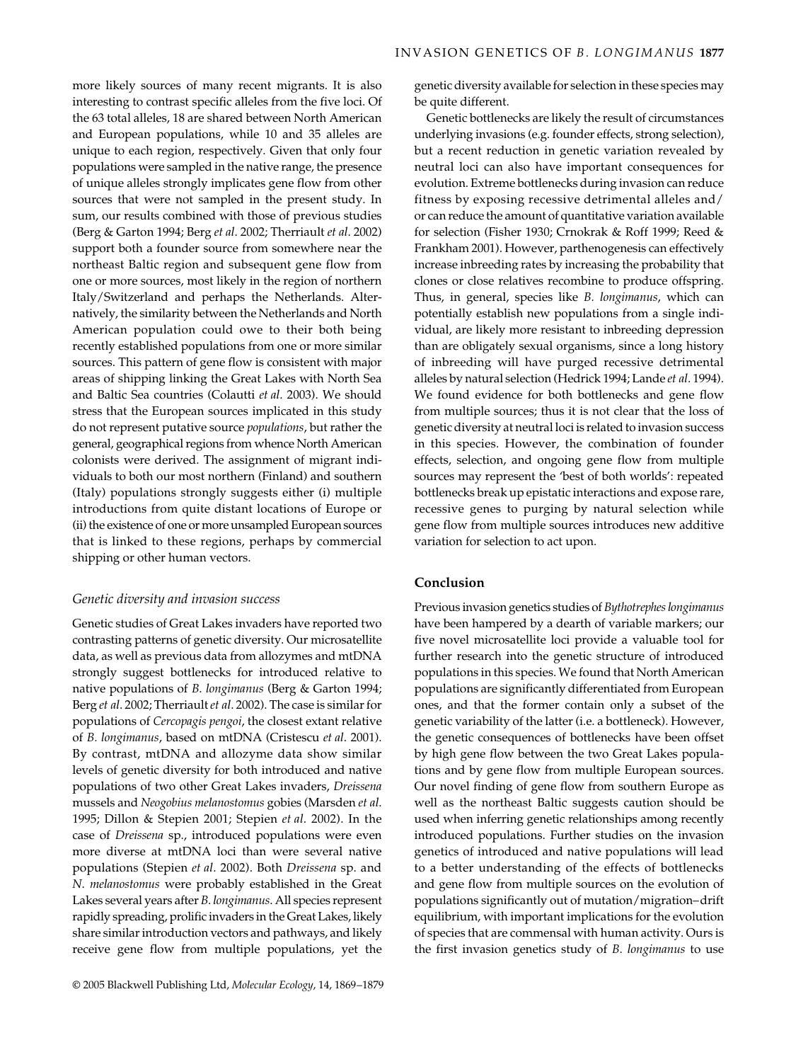more likely sources of many recent migrants. It is also interesting to contrast specific alleles from the five loci. Of the 63 total alleles, 18 are shared between North American and European populations, while 10 and 35 alleles are unique to each region, respectively. Given that only four populations were sampled in the native range, the presence of unique alleles strongly implicates gene flow from other sources that were not sampled in the present study. In sum, our results combined with those of previous studies (Berg & Garton 1994; Berg *et al*. 2002; Therriault *et al*. 2002) support both a founder source from somewhere near the northeast Baltic region and subsequent gene flow from one or more sources, most likely in the region of northern Italy/Switzerland and perhaps the Netherlands. Alternatively, the similarity between the Netherlands and North American population could owe to their both being recently established populations from one or more similar sources. This pattern of gene flow is consistent with major areas of shipping linking the Great Lakes with North Sea and Baltic Sea countries (Colautti *et al*. 2003). We should stress that the European sources implicated in this study do not represent putative source *populations*, but rather the general, geographical regions from whence North American colonists were derived. The assignment of migrant individuals to both our most northern (Finland) and southern (Italy) populations strongly suggests either (i) multiple introductions from quite distant locations of Europe or (ii) the existence of one or more unsampled European sources that is linked to these regions, perhaps by commercial shipping or other human vectors.

### *Genetic diversity and invasion success*

Genetic studies of Great Lakes invaders have reported two contrasting patterns of genetic diversity. Our microsatellite data, as well as previous data from allozymes and mtDNA strongly suggest bottlenecks for introduced relative to native populations of *B. longimanus* (Berg & Garton 1994; Berg *et al*. 2002; Therriault *et al*. 2002). The case is similar for populations of *Cercopagis pengoi*, the closest extant relative of *B. longimanus*, based on mtDNA (Cristescu *et al*. 2001). By contrast, mtDNA and allozyme data show similar levels of genetic diversity for both introduced and native populations of two other Great Lakes invaders, *Dreissena* mussels and *Neogobius melanostomus* gobies (Marsden *et al*. 1995; Dillon & Stepien 2001; Stepien *et al*. 2002). In the case of *Dreissena* sp., introduced populations were even more diverse at mtDNA loci than were several native populations (Stepien *et al*. 2002). Both *Dreissena* sp. and *N. melanostomus* were probably established in the Great Lakes several years after *B. longimanus*. All species represent rapidly spreading, prolific invaders in the Great Lakes, likely share similar introduction vectors and pathways, and likely receive gene flow from multiple populations, yet the genetic diversity available for selection in these species may be quite different.

Genetic bottlenecks are likely the result of circumstances underlying invasions (e.g. founder effects, strong selection), but a recent reduction in genetic variation revealed by neutral loci can also have important consequences for evolution. Extreme bottlenecks during invasion can reduce fitness by exposing recessive detrimental alleles and/or can reduce the amount of quantitative variation available for selection (Fisher 1930; Crnokrak & Roff 1999; Reed & Frankham 2001). However, parthenogenesis can effectively increase inbreeding rates by increasing the probability that clones or close relatives recombine to produce offspring. Thus, in general, species like *B. longimanus*, which can potentially establish new populations from a single individual, are likely more resistant to inbreeding depression than are obligately sexual organisms, since a long history of inbreeding will have purged recessive detrimental alleles by natural selection (Hedrick 1994; Lande *et al*. 1994). We found evidence for both bottlenecks and gene flow from multiple sources; thus it is not clear that the loss of genetic diversity at neutral loci is related to invasion success in this species. However, the combination of founder effects, selection, and ongoing gene flow from multiple sources may represent the 'best of both worlds': repeated bottlenecks break up epistatic interactions and expose rare, recessive genes to purging by natural selection while gene flow from multiple sources introduces new additive variation for selection to act upon.

## Conclusion

Previous invasion genetics studies of *Bythotrephes longimanus* have been hampered by a dearth of variable markers; our five novel microsatellite loci provide a valuable tool for further research into the genetic structure of introduced populations in this species. We found that North American populations are significantly differentiated from European ones, and that the former contain only a subset of the genetic variability of the latter (i.e. a bottleneck). However, the genetic consequences of bottlenecks have been offset by high gene flow between the two Great Lakes populations and by gene flow from multiple European sources. Our novel finding of gene flow from southern Europe as well as the northeast Baltic suggests caution should be used when inferring genetic relationships among recently introduced populations. Further studies on the invasion genetics of introduced and native populations will lead to a better understanding of the effects of bottlenecks and gene flow from multiple sources on the evolution of populations significantly out of mutation/migration–drift equilibrium, with important implications for the evolution of species that are commensal with human activity. Ours is the first invasion genetics study of *B. longimanus* to use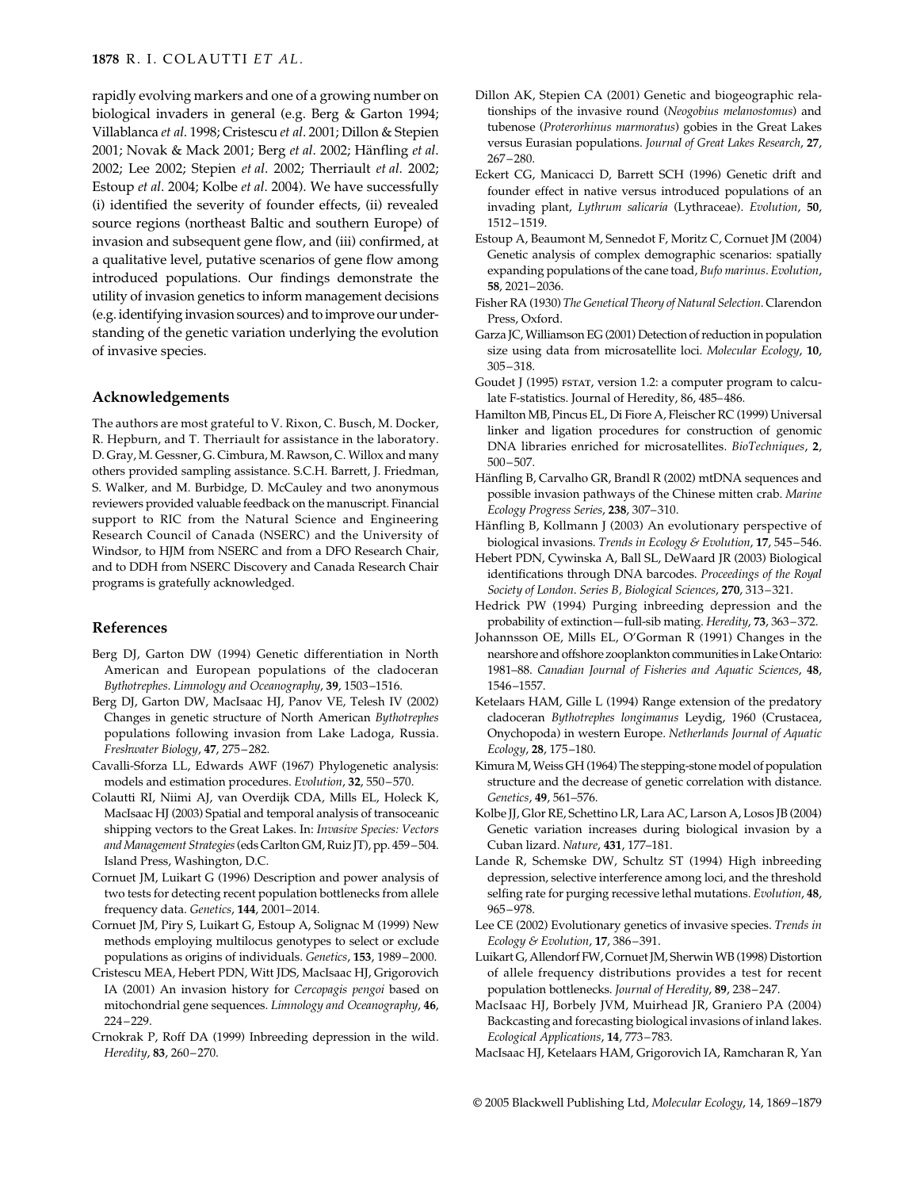rapidly evolving markers and one of a growing number on biological invaders in general (e.g. Berg & Garton 1994; Villablanca *et al*. 1998; Cristescu *et al*. 2001; Dillon & Stepien 2001; Novak & Mack 2001; Berg *et al*. 2002; Hänfling *et al*. 2002; Lee 2002; Stepien *et al*. 2002; Therriault *et al*. 2002; Estoup *et al*. 2004; Kolbe *et al*. 2004). We have successfully (i) identified the severity of founder effects, (ii) revealed source regions (northeast Baltic and southern Europe) of invasion and subsequent gene flow, and (iii) confirmed, at a qualitative level, putative scenarios of gene flow among introduced populations. Our findings demonstrate the utility of invasion genetics to inform management decisions (e.g. identifying invasion sources) and to improve our understanding of the genetic variation underlying the evolution of invasive species.

## Acknowledgements

The authors are most grateful to V. Rixon, C. Busch, M. Docker, R. Hepburn, and T. Therriault for assistance in the laboratory. D. Gray, M. Gessner, G. Cimbura, M. Rawson, C. Willox and many others provided sampling assistance. S.C.H. Barrett, J. Friedman, S. Walker, and M. Burbidge, D. McCauley and two anonymous reviewers provided valuable feedback on the manuscript. Financial support to RIC from the Natural Science and Engineering Research Council of Canada (NSERC) and the University of Windsor, to HJM from NSERC and from a DFO Research Chair, and to DDH from NSERC Discovery and Canada Research Chair programs is gratefully acknowledged.

## References

Berg DJ, Garton DW (1994) Genetic differentiation in North American and European populations of the cladoceran *Bythotrephes*. *Limnology and Oceanography*, **39**, 1503–1516.

Berg DJ, Garton DW, MacIsaac HJ, Panov VE, Telesh IV (2002) Changes in genetic structure of North American *Bythotrephes* populations following invasion from Lake Ladoga, Russia. *Freshwater Biology*, **47**, 275–282.

Cavalli-Sforza LL, Edwards AWF (1967) Phylogenetic analysis: models and estimation procedures. *Evolution*, **32**, 550–570.

Colautti RI, Niimi AJ, van Overdijk CDA, Mills EL, Holeck K, MacIsaac HJ (2003) Spatial and temporal analysis of transoceanic shipping vectors to the Great Lakes. In: *Invasive Species: Vectors and Management Strategies* (eds Carlton GM, Ruiz JT), pp. 459–504. Island Press, Washington, D.C.

Cornuet JM, Luikart G (1996) Description and power analysis of two tests for detecting recent population bottlenecks from allele frequency data. *Genetics*, **144**, 2001–2014.

Cornuet JM, Piry S, Luikart G, Estoup A, Solignac M (1999) New methods employing multilocus genotypes to select or exclude populations as origins of individuals. *Genetics*, **153**, 1989–2000.

Cristescu MEA, Hebert PDN, Witt JDS, MacIsaac HJ, Grigorovich IA (2001) An invasion history for *Cercopagis pengoi* based on mitochondrial gene sequences. *Limnology and Oceanography*, **46**, 224–229.

Crnokrak P, Roff DA (1999) Inbreeding depression in the wild. *Heredity*, **83**, 260–270.

Dillon AK, Stepien CA (2001) Genetic and biogeographic relationships of the invasive round (*Neogobius melanostomus*) and tubenose (*Proterorhinus marmoratus*) gobies in the Great Lakes versus Eurasian populations. *Journal of Great Lakes Research*, **27**, 267–280.

Eckert CG, Manicacci D, Barrett SCH (1996) Genetic drift and founder effect in native versus introduced populations of an invading plant, *Lythrum salicaria* (Lythraceae). *Evolution*, **50**, 1512–1519.

Estoup A, Beaumont M, Sennedot F, Moritz C, Cornuet JM (2004) Genetic analysis of complex demographic scenarios: spatially expanding populations of the cane toad, *Bufo marinus*. *Evolution*, **58**, 2021–2036.

Fisher RA (1930) *The Genetical Theory of Natural Selection*. Clarendon Press, Oxford.

Garza JC, Williamson EG (2001) Detection of reduction in population size using data from microsatellite loci. *Molecular Ecology*, **10**, 305–318.

Goudet J (1995) FSTAT, version 1.2: a computer program to calculate F-statistics. Journal of Heredity, 86, 485–486.

Hamilton MB, Pincus EL, Di Fiore A, Fleischer RC (1999) Universal linker and ligation procedures for construction of genomic DNA libraries enriched for microsatellites. *BioTechniques*, **2**, 500–507.

Hänfling B, Carvalho GR, Brandl R (2002) mtDNA sequences and possible invasion pathways of the Chinese mitten crab. *Marine Ecology Progress Series*, **238**, 307–310.

Hänfling B, Kollmann J (2003) An evolutionary perspective of biological invasions. *Trends in Ecology & Evolution*, **17**, 545–546.

Hebert PDN, Cywinska A, Ball SL, DeWaard JR (2003) Biological identifications through DNA barcodes. *Proceedings of the Royal Society of London. Series B, Biological Sciences*, **270**, 313–321.

Hedrick PW (1994) Purging inbreeding depression and the probability of extinction—full-sib mating. *Heredity*, **73**, 363–372.

Johannsson OE, Mills EL, O'Gorman R (1991) Changes in the nearshore and offshore zooplankton communities in Lake Ontario: 1981–88. *Canadian Journal of Fisheries and Aquatic Sciences*, **48**, 1546–1557.

Ketelaars HAM, Gille L (1994) Range extension of the predatory cladoceran *Bythotrephes longimanus* Leydig, 1960 (Crustacea, Onychopoda) in western Europe. *Netherlands Journal of Aquatic Ecology*, **28**, 175–180.

Kimura M, Weiss GH (1964) The stepping-stone model of population structure and the decrease of genetic correlation with distance. *Genetics*, **49**, 561–576.

Kolbe JJ, Glor RE, Schettino LR, Lara AC, Larson A, Losos JB (2004) Genetic variation increases during biological invasion by a Cuban lizard. *Nature*, **431**, 177–181.

Lande R, Schemske DW, Schultz ST (1994) High inbreeding depression, selective interference among loci, and the threshold selfing rate for purging recessive lethal mutations. *Evolution*, **48**, 965–978.

Lee CE (2002) Evolutionary genetics of invasive species. *Trends in Ecology & Evolution*, **17**, 386–391.

Luikart G, Allendorf FW, Cornuet JM, Sherwin WB (1998) Distortion of allele frequency distributions provides a test for recent population bottlenecks. *Journal of Heredity*, **89**, 238–247.

MacIsaac HJ, Borbely JVM, Muirhead JR, Graniero PA (2004) Backcasting and forecasting biological invasions of inland lakes. *Ecological Applications*, **14**, 773–783.

MacIsaac HJ, Ketelaars HAM, Grigorovich IA, Ramcharan R, Yan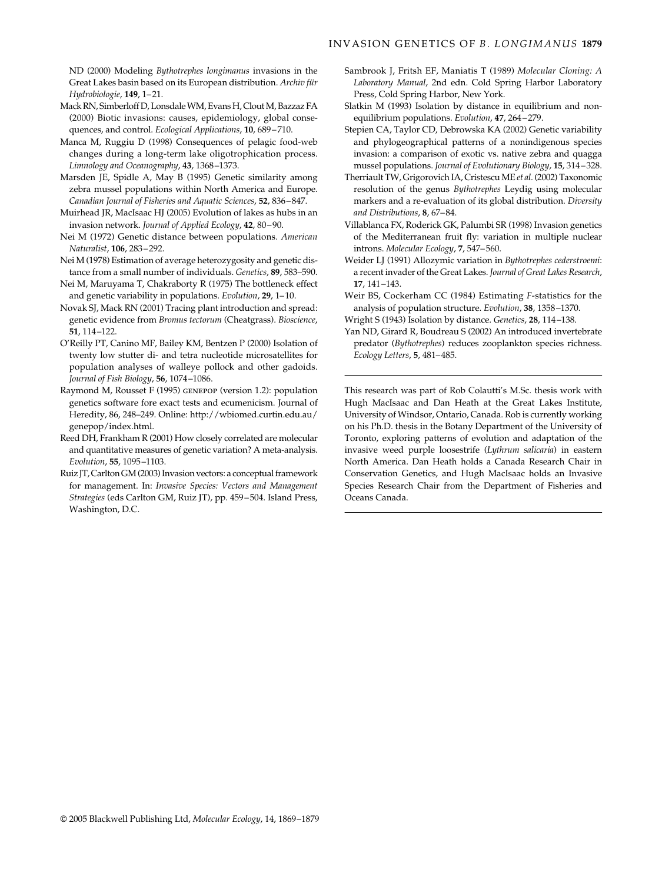ND (2000) Modeling *Bythotrephes longimanus* invasions in the Great Lakes basin based on its European distribution. *Archiv für Hydrobiologie*, **149**, 1–21.

Mack RN, Simberloff D, Lonsdale WM, Evans H, Clout M, Bazzaz FA (2000) Biotic invasions: causes, epidemiology, global consequences, and control. *Ecological Applications*, **10**, 689–710.

Manca M, Ruggiu D (1998) Consequences of pelagic food-web changes during a long-term lake oligotrophication process. *Limnology and Oceanography*, **43**, 1368–1373.

Marsden JE, Spidle A, May B (1995) Genetic similarity among zebra mussel populations within North America and Europe. *Canadian Journal of Fisheries and Aquatic Sciences*, **52**, 836–847.

Muirhead JR, MacIsaac HJ (2005) Evolution of lakes as hubs in an invasion network. *Journal of Applied Ecology*, **42**, 80–90.

Nei M (1972) Genetic distance between populations. *American Naturalist*, **106**, 283–292.

Nei M (1978) Estimation of average heterozygosity and genetic distance from a small number of individuals. *Genetics*, **89**, 583–590.

Nei M, Maruyama T, Chakraborty R (1975) The bottleneck effect and genetic variability in populations. *Evolution*, **29**, 1–10.

Novak SJ, Mack RN (2001) Tracing plant introduction and spread: genetic evidence from *Bromus tectorum* (Cheatgrass). *Bioscience*, **51**, 114–122.

O'Reilly PT, Canino MF, Bailey KM, Bentzen P (2000) Isolation of twenty low stutter di- and tetra nucleotide microsatellites for population analyses of walleye pollock and other gadoids. *Journal of Fish Biology*, **56**, 1074–1086.

Raymond M, Rousset F (1995) GENEPOP (version 1.2): population genetics software fore exact tests and ecumenicism. Journal of Heredity, 86, 248–249. Online: http://wbiomed.curtin.edu.au/genepop/index.html.

Reed DH, Frankham R (2001) How closely correlated are molecular and quantitative measures of genetic variation? A meta-analysis. *Evolution*, **55**, 1095–1103.

Ruiz JT, Carlton GM (2003) Invasion vectors: a conceptual framework for management. In: *Invasive Species: Vectors and Management Strategies* (eds Carlton GM, Ruiz JT), pp. 459–504. Island Press, Washington, D.C.

Sambrook J, Fritsh EF, Maniatis T (1989) *Molecular Cloning: A Laboratory Manual*, 2nd edn. Cold Spring Harbor Laboratory Press, Cold Spring Harbor, New York.

Slatkin M (1993) Isolation by distance in equilibrium and non-equilibrium populations. *Evolution*, **47**, 264–279.

Stepien CA, Taylor CD, Debrowska KA (2002) Genetic variability and phylogeographical patterns of a nonindigenous species invasion: a comparison of exotic vs. native zebra and quagga mussel populations. *Journal of Evolutionary Biology*, **15**, 314–328.

Therriault TW, Grigorovich IA, Cristescu ME *et al.* (2002) Taxonomic resolution of the genus *Bythotrephes* Leydig using molecular markers and a re-evaluation of its global distribution. *Diversity and Distributions*, **8**, 67–84.

Villablanca FX, Roderick GK, Palumbi SR (1998) Invasion genetics of the Mediterranean fruit fly: variation in multiple nuclear introns. *Molecular Ecology*, **7**, 547–560.

Weider LJ (1991) Allozymic variation in *Bythotrephes cederstroemi*: a recent invader of the Great Lakes. *Journal of Great Lakes Research*, **17**, 141–143.

Weir BS, Cockerham CC (1984) Estimating *F*-statistics for the analysis of population structure. *Evolution*, **38**, 1358–1370.

Wright S (1943) Isolation by distance. *Genetics*, **28**, 114–138.

Yan ND, Girard R, Boudreau S (2002) An introduced invertebrate predator (*Bythotrephes*) reduces zooplankton species richness. *Ecology Letters*, **5**, 481–485.

---

This research was part of Rob Colautti's M.Sc. thesis work with Hugh MacIsaac and Dan Heath at the Great Lakes Institute, University of Windsor, Ontario, Canada. Rob is currently working on his Ph.D. thesis in the Botany Department of the University of Toronto, exploring patterns of evolution and adaptation of the invasive weed purple loosestrife (*Lythrum salicaria*) in eastern North America. Dan Heath holds a Canada Research Chair in Conservation Genetics, and Hugh MacIsaac holds an Invasive Species Research Chair from the Department of Fisheries and Oceans Canada.